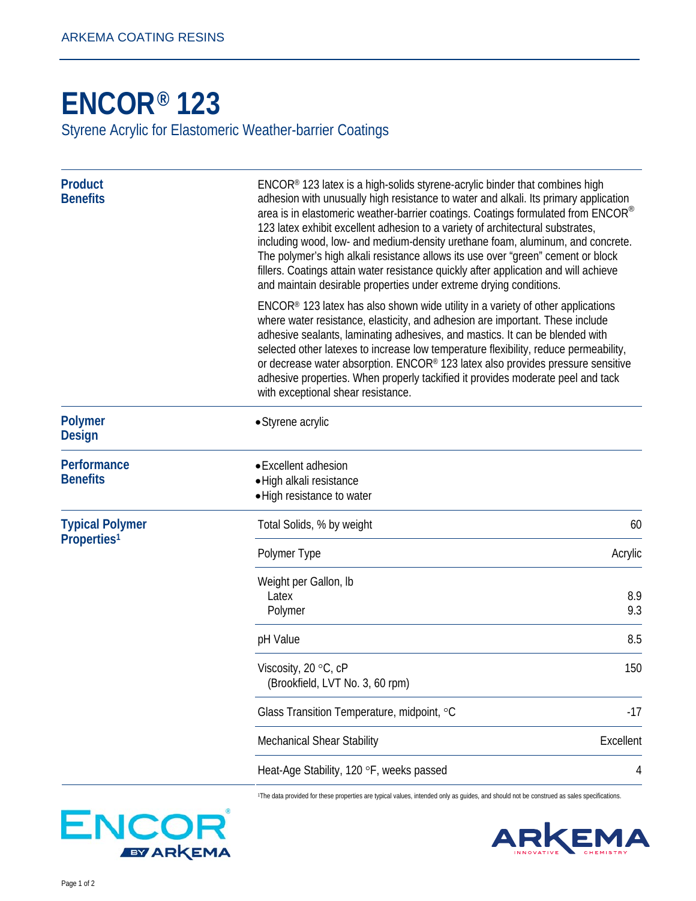ARKEMA COATING RESINS

# ENCOR® 123

Styrene Acrylic for Elastomeric Weather-barrier Coatings

## Product Benefits

ENCOR® 123 latex is a high-solids styrene-acrylic binder that combines high adhesion with unusually high resistance to water and alkali. Its primary application area is in elastomeric weather-barrier coatings. Coatings formulated from ENCOR® 123 latex exhibit excellent adhesion to a variety of architectural substrates, including wood, low- and medium-density urethane foam, aluminum, and concrete. The polymer's high alkali resistance allows its use over "green" cement or block fillers. Coatings attain water resistance quickly after application and will achieve and maintain desirable properties under extreme drying conditions.

ENCOR® 123 latex has also shown wide utility in a variety of other applications where water resistance, elasticity, and adhesion are important. These include adhesive sealants, laminating adhesives, and mastics. It can be blended with selected other latexes to increase low temperature flexibility, reduce permeability, or decrease water absorption. ENCOR® 123 latex also provides pressure sensitive adhesive properties. When properly tackified it provides moderate peel and tack with exceptional shear resistance.

## Polymer Design

- Styrene acrylic

## Performance Benefits

- Excellent adhesion
- High alkali resistance
- High resistance to water

## Typical Polymer Properties[1]

| Property | Value |
|---|---|
| Total Solids, % by weight | 60 |
| Polymer Type | Acrylic |
| Weight per Gallon, lb | |
| Latex | 8.9 |
| Polymer | 9.3 |
| pH Value | 8.5 |
| Viscosity, 20 °C, cP (Brookfield, LVT No. 3, 60 rpm) | 150 |
| Glass Transition Temperature, midpoint, °C | -17 |
| Mechanical Shear Stability | Excellent |
| Heat-Age Stability, 120 °F, weeks passed | 4 |

[1]The data provided for these properties are typical values, intended only as guides, and should not be construed as sales specifications.

ENCOR® BY ARKEMA

ARKEMA INNOVATIVE CHEMISTRY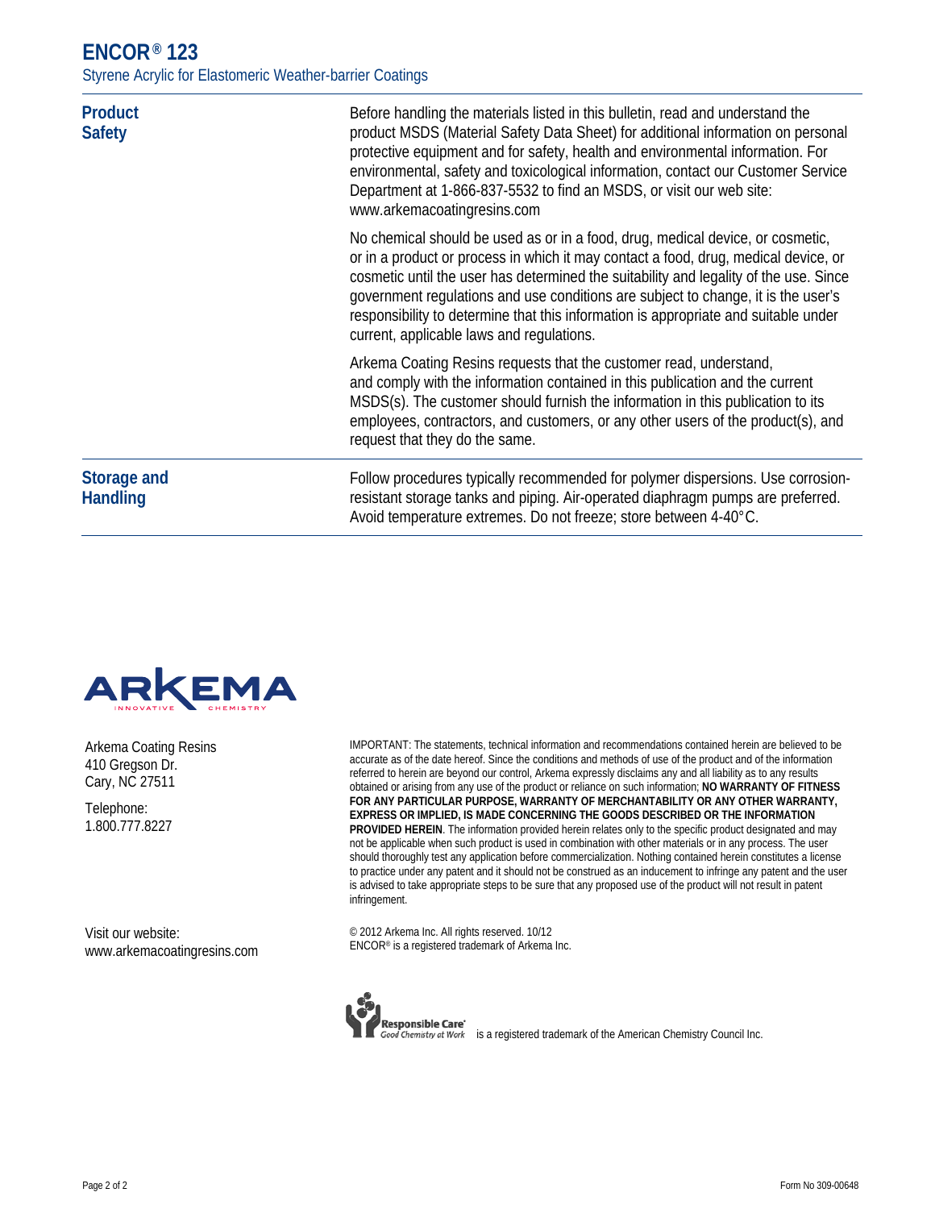# ENCOR® 123

Styrene Acrylic for Elastomeric Weather-barrier Coatings

## Product Safety

Before handling the materials listed in this bulletin, read and understand the product MSDS (Material Safety Data Sheet) for additional information on personal protective equipment and for safety, health and environmental information. For environmental, safety and toxicological information, contact our Customer Service Department at 1-866-837-5532 to find an MSDS, or visit our web site: www.arkemacoatingresins.com

No chemical should be used as or in a food, drug, medical device, or cosmetic, or in a product or process in which it may contact a food, drug, medical device, or cosmetic until the user has determined the suitability and legality of the use. Since government regulations and use conditions are subject to change, it is the user's responsibility to determine that this information is appropriate and suitable under current, applicable laws and regulations.

Arkema Coating Resins requests that the customer read, understand, and comply with the information contained in this publication and the current MSDS(s). The customer should furnish the information in this publication to its employees, contractors, and customers, or any other users of the product(s), and request that they do the same.

## Storage and Handling

Follow procedures typically recommended for polymer dispersions. Use corrosion-resistant storage tanks and piping. Air-operated diaphragm pumps are preferred. Avoid temperature extremes. Do not freeze; store between 4-40°C.

ARKEMA
INNOVATIVE CHEMISTRY

Arkema Coating Resins
410 Gregson Dr.
Cary, NC 27511

Telephone:
1.800.777.8227

Visit our website:
www.arkemacoatingresins.com

IMPORTANT: The statements, technical information and recommendations contained herein are believed to be accurate as of the date hereof. Since the conditions and methods of use of the product and of the information referred to herein are beyond our control, Arkema expressly disclaims any and all liability as to any results obtained or arising from any use of the product or reliance on such information; **NO WARRANTY OF FITNESS FOR ANY PARTICULAR PURPOSE, WARRANTY OF MERCHANTABILITY OR ANY OTHER WARRANTY, EXPRESS OR IMPLIED, IS MADE CONCERNING THE GOODS DESCRIBED OR THE INFORMATION PROVIDED HEREIN**. The information provided herein relates only to the specific product designated and may not be applicable when such product is used in combination with other materials or in any process. The user should thoroughly test any application before commercialization. Nothing contained herein constitutes a license to practice under any patent and it should not be construed as an inducement to infringe any patent and the user is advised to take appropriate steps to be sure that any proposed use of the product will not result in patent infringement.

© 2012 Arkema Inc. All rights reserved. 10/12
ENCOR® is a registered trademark of Arkema Inc.

Responsible Care® Good Chemistry at Work is a registered trademark of the American Chemistry Council Inc.

Form No 309-00648